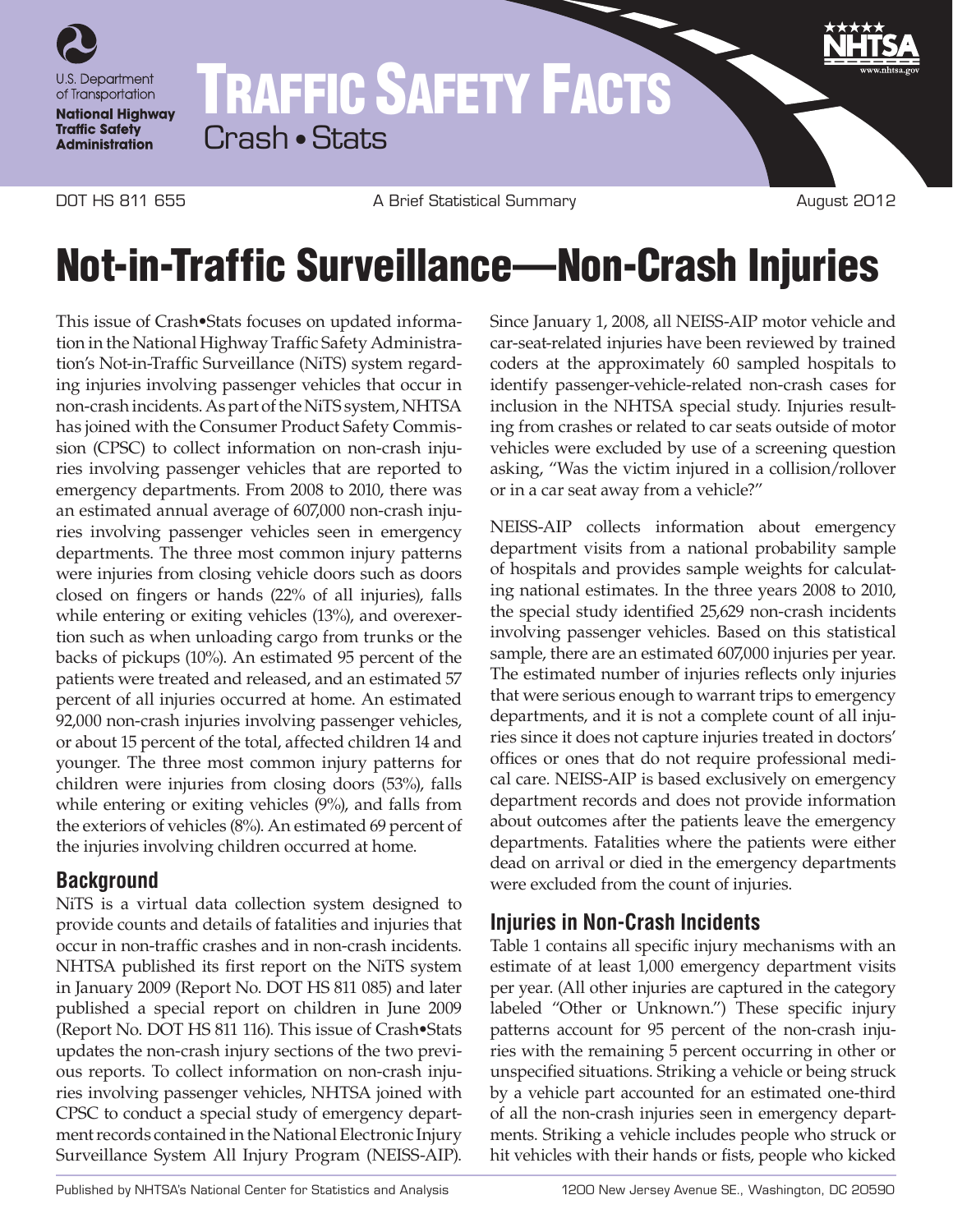U.S. Department of Transportation
**National Highway Traffic Safety Administration**

# TRAFFIC SAFETY FACTS
Crash • Stats

DOT HS 811 655 — A Brief Statistical Summary — August 2012

# Not-in-Traffic Surveillance—Non-Crash Injuries

This issue of Crash•Stats focuses on updated information in the National Highway Traffic Safety Administration's Not-in-Traffic Surveillance (NiTS) system regarding injuries involving passenger vehicles that occur in non-crash incidents. As part of the NiTS system, NHTSA has joined with the Consumer Product Safety Commission (CPSC) to collect information on non-crash injuries involving passenger vehicles that are reported to emergency departments. From 2008 to 2010, there was an estimated annual average of 607,000 non-crash injuries involving passenger vehicles seen in emergency departments. The three most common injury patterns were injuries from closing vehicle doors such as doors closed on fingers or hands (22% of all injuries), falls while entering or exiting vehicles (13%), and overexertion such as when unloading cargo from trunks or the backs of pickups (10%). An estimated 95 percent of the patients were treated and released, and an estimated 57 percent of all injuries occurred at home. An estimated 92,000 non-crash injuries involving passenger vehicles, or about 15 percent of the total, affected children 14 and younger. The three most common injury patterns for children were injuries from closing doors (53%), falls while entering or exiting vehicles (9%), and falls from the exteriors of vehicles (8%). An estimated 69 percent of the injuries involving children occurred at home.

## Background

NiTS is a virtual data collection system designed to provide counts and details of fatalities and injuries that occur in non-traffic crashes and in non-crash incidents. NHTSA published its first report on the NiTS system in January 2009 (Report No. DOT HS 811 085) and later published a special report on children in June 2009 (Report No. DOT HS 811 116). This issue of Crash•Stats updates the non-crash injury sections of the two previous reports. To collect information on non-crash injuries involving passenger vehicles, NHTSA joined with CPSC to conduct a special study of emergency department records contained in the National Electronic Injury Surveillance System All Injury Program (NEISS-AIP). Since January 1, 2008, all NEISS-AIP motor vehicle and car-seat-related injuries have been reviewed by trained coders at the approximately 60 sampled hospitals to identify passenger-vehicle-related non-crash cases for inclusion in the NHTSA special study. Injuries resulting from crashes or related to car seats outside of motor vehicles were excluded by use of a screening question asking, "Was the victim injured in a collision/rollover or in a car seat away from a vehicle?"

NEISS-AIP collects information about emergency department visits from a national probability sample of hospitals and provides sample weights for calculating national estimates. In the three years 2008 to 2010, the special study identified 25,629 non-crash incidents involving passenger vehicles. Based on this statistical sample, there are an estimated 607,000 injuries per year. The estimated number of injuries reflects only injuries that were serious enough to warrant trips to emergency departments, and it is not a complete count of all injuries since it does not capture injuries treated in doctors' offices or ones that do not require professional medical care. NEISS-AIP is based exclusively on emergency department records and does not provide information about outcomes after the patients leave the emergency departments. Fatalities where the patients were either dead on arrival or died in the emergency departments were excluded from the count of injuries.

## Injuries in Non-Crash Incidents

Table 1 contains all specific injury mechanisms with an estimate of at least 1,000 emergency department visits per year. (All other injuries are captured in the category labeled "Other or Unknown.") These specific injury patterns account for 95 percent of the non-crash injuries with the remaining 5 percent occurring in other or unspecified situations. Striking a vehicle or being struck by a vehicle part accounted for an estimated one-third of all the non-crash injuries seen in emergency departments. Striking a vehicle includes people who struck or hit vehicles with their hands or fists, people who kicked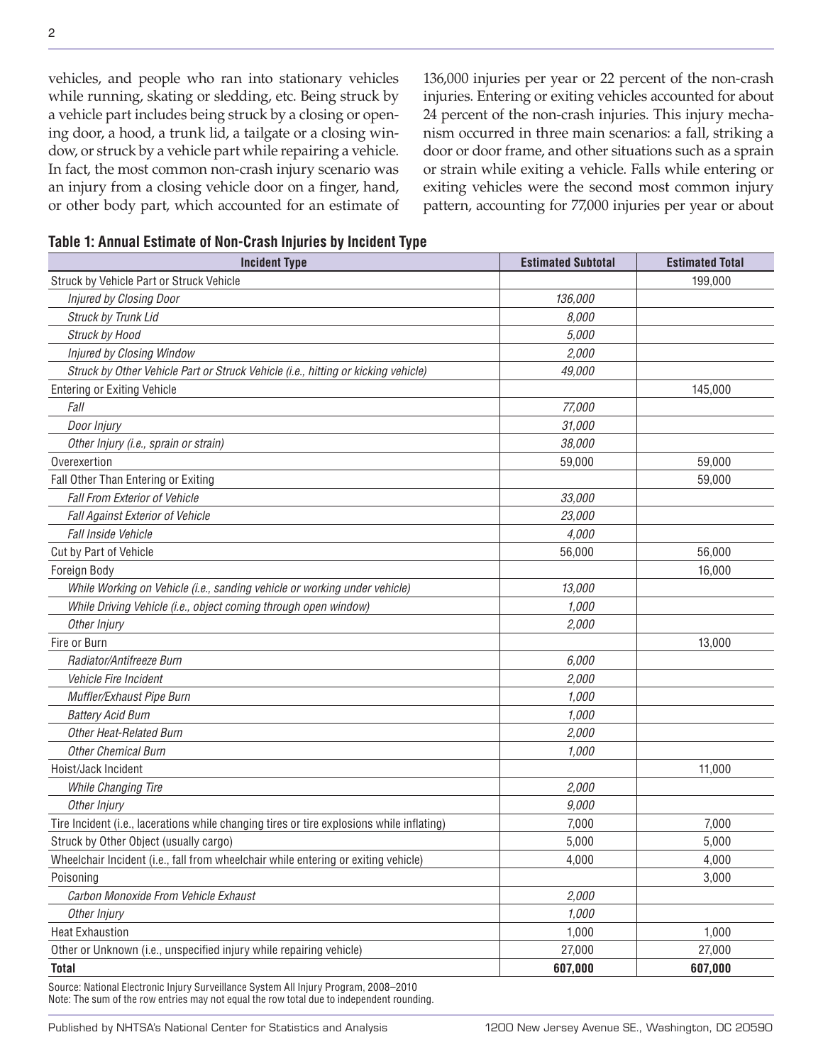vehicles, and people who ran into stationary vehicles while running, skating or sledding, etc. Being struck by a vehicle part includes being struck by a closing or opening door, a hood, a trunk lid, a tailgate or a closing window, or struck by a vehicle part while repairing a vehicle. In fact, the most common non-crash injury scenario was an injury from a closing vehicle door on a finger, hand, or other body part, which accounted for an estimate of 136,000 injuries per year or 22 percent of the non-crash injuries. Entering or exiting vehicles accounted for about 24 percent of the non-crash injuries. This injury mechanism occurred in three main scenarios: a fall, striking a door or door frame, and other situations such as a sprain or strain while exiting a vehicle. Falls while entering or exiting vehicles were the second most common injury pattern, accounting for 77,000 injuries per year or about

**Table 1: Annual Estimate of Non-Crash Injuries by Incident Type**

| Incident Type | Estimated Subtotal | Estimated Total |
|---|---|---|
| Struck by Vehicle Part or Struck Vehicle | | 199,000 |
| *Injured by Closing Door* | *136,000* | |
| *Struck by Trunk Lid* | *8,000* | |
| *Struck by Hood* | *5,000* | |
| *Injured by Closing Window* | *2,000* | |
| *Struck by Other Vehicle Part or Struck Vehicle (i.e., hitting or kicking vehicle)* | *49,000* | |
| Entering or Exiting Vehicle | | 145,000 |
| *Fall* | *77,000* | |
| *Door Injury* | *31,000* | |
| *Other Injury (i.e., sprain or strain)* | *38,000* | |
| Overexertion | 59,000 | 59,000 |
| Fall Other Than Entering or Exiting | | 59,000 |
| *Fall From Exterior of Vehicle* | *33,000* | |
| *Fall Against Exterior of Vehicle* | *23,000* | |
| *Fall Inside Vehicle* | *4,000* | |
| Cut by Part of Vehicle | 56,000 | 56,000 |
| Foreign Body | | 16,000 |
| *While Working on Vehicle (i.e., sanding vehicle or working under vehicle)* | *13,000* | |
| *While Driving Vehicle (i.e., object coming through open window)* | *1,000* | |
| *Other Injury* | *2,000* | |
| Fire or Burn | | 13,000 |
| *Radiator/Antifreeze Burn* | *6,000* | |
| *Vehicle Fire Incident* | *2,000* | |
| *Muffler/Exhaust Pipe Burn* | *1,000* | |
| *Battery Acid Burn* | *1,000* | |
| *Other Heat-Related Burn* | *2,000* | |
| *Other Chemical Burn* | *1,000* | |
| Hoist/Jack Incident | | 11,000 |
| *While Changing Tire* | *2,000* | |
| *Other Injury* | *9,000* | |
| Tire Incident (i.e., lacerations while changing tires or tire explosions while inflating) | 7,000 | 7,000 |
| Struck by Other Object (usually cargo) | 5,000 | 5,000 |
| Wheelchair Incident (i.e., fall from wheelchair while entering or exiting vehicle) | 4,000 | 4,000 |
| Poisoning | | 3,000 |
| *Carbon Monoxide From Vehicle Exhaust* | *2,000* | |
| *Other Injury* | *1,000* | |
| Heat Exhaustion | 1,000 | 1,000 |
| Other or Unknown (i.e., unspecified injury while repairing vehicle) | 27,000 | 27,000 |
| **Total** | **607,000** | **607,000** |

Source: National Electronic Injury Surveillance System All Injury Program, 2008–2010
Note: The sum of the row entries may not equal the row total due to independent rounding.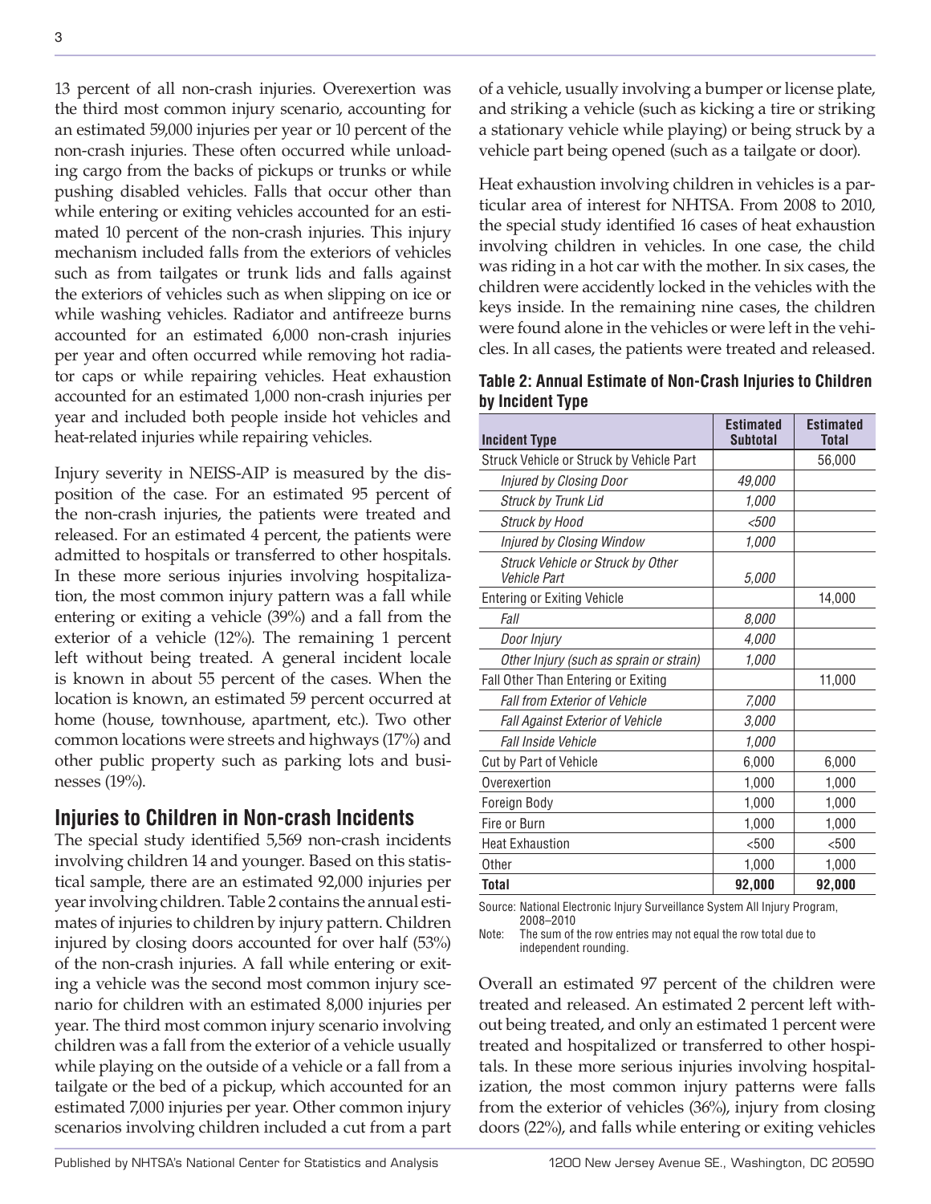13 percent of all non-crash injuries. Overexertion was the third most common injury scenario, accounting for an estimated 59,000 injuries per year or 10 percent of the non-crash injuries. These often occurred while unloading cargo from the backs of pickups or trunks or while pushing disabled vehicles. Falls that occur other than while entering or exiting vehicles accounted for an estimated 10 percent of the non-crash injuries. This injury mechanism included falls from the exteriors of vehicles such as from tailgates or trunk lids and falls against the exteriors of vehicles such as when slipping on ice or while washing vehicles. Radiator and antifreeze burns accounted for an estimated 6,000 non-crash injuries per year and often occurred while removing hot radiator caps or while repairing vehicles. Heat exhaustion accounted for an estimated 1,000 non-crash injuries per year and included both people inside hot vehicles and heat-related injuries while repairing vehicles.

Injury severity in NEISS-AIP is measured by the disposition of the case. For an estimated 95 percent of the non-crash injuries, the patients were treated and released. For an estimated 4 percent, the patients were admitted to hospitals or transferred to other hospitals. In these more serious injuries involving hospitalization, the most common injury pattern was a fall while entering or exiting a vehicle (39%) and a fall from the exterior of a vehicle (12%). The remaining 1 percent left without being treated. A general incident locale is known in about 55 percent of the cases. When the location is known, an estimated 59 percent occurred at home (house, townhouse, apartment, etc.). Two other common locations were streets and highways (17%) and other public property such as parking lots and businesses (19%).

## Injuries to Children in Non-crash Incidents

The special study identified 5,569 non-crash incidents involving children 14 and younger. Based on this statistical sample, there are an estimated 92,000 injuries per year involving children. Table 2 contains the annual estimates of injuries to children by injury pattern. Children injured by closing doors accounted for over half (53%) of the non-crash injuries. A fall while entering or exiting a vehicle was the second most common injury scenario for children with an estimated 8,000 injuries per year. The third most common injury scenario involving children was a fall from the exterior of a vehicle usually while playing on the outside of a vehicle or a fall from a tailgate or the bed of a pickup, which accounted for an estimated 7,000 injuries per year. Other common injury scenarios involving children included a cut from a part of a vehicle, usually involving a bumper or license plate, and striking a vehicle (such as kicking a tire or striking a stationary vehicle while playing) or being struck by a vehicle part being opened (such as a tailgate or door).

Heat exhaustion involving children in vehicles is a particular area of interest for NHTSA. From 2008 to 2010, the special study identified 16 cases of heat exhaustion involving children in vehicles. In one case, the child was riding in a hot car with the mother. In six cases, the children were accidently locked in the vehicles with the keys inside. In the remaining nine cases, the children were found alone in the vehicles or were left in the vehicles. In all cases, the patients were treated and released.

**Table 2: Annual Estimate of Non-Crash Injuries to Children by Incident Type**

| Incident Type | Estimated Subtotal | Estimated Total |
|---|---|---|
| Struck Vehicle or Struck by Vehicle Part | | 56,000 |
| *Injured by Closing Door* | *49,000* | |
| *Struck by Trunk Lid* | *1,000* | |
| *Struck by Hood* | *<500* | |
| *Injured by Closing Window* | *1,000* | |
| *Struck Vehicle or Struck by Other Vehicle Part* | *5,000* | |
| Entering or Exiting Vehicle | | 14,000 |
| *Fall* | *8,000* | |
| *Door Injury* | *4,000* | |
| *Other Injury (such as sprain or strain)* | *1,000* | |
| Fall Other Than Entering or Exiting | | 11,000 |
| *Fall from Exterior of Vehicle* | *7,000* | |
| *Fall Against Exterior of Vehicle* | *3,000* | |
| *Fall Inside Vehicle* | *1,000* | |
| Cut by Part of Vehicle | 6,000 | 6,000 |
| Overexertion | 1,000 | 1,000 |
| Foreign Body | 1,000 | 1,000 |
| Fire or Burn | 1,000 | 1,000 |
| Heat Exhaustion | <500 | <500 |
| Other | 1,000 | 1,000 |
| **Total** | **92,000** | **92,000** |

Source: National Electronic Injury Surveillance System All Injury Program, 2008–2010

Note: The sum of the row entries may not equal the row total due to independent rounding.

Overall an estimated 97 percent of the children were treated and released. An estimated 2 percent left without being treated, and only an estimated 1 percent were treated and hospitalized or transferred to other hospitals. In these more serious injuries involving hospitalization, the most common injury patterns were falls from the exterior of vehicles (36%), injury from closing doors (22%), and falls while entering or exiting vehicles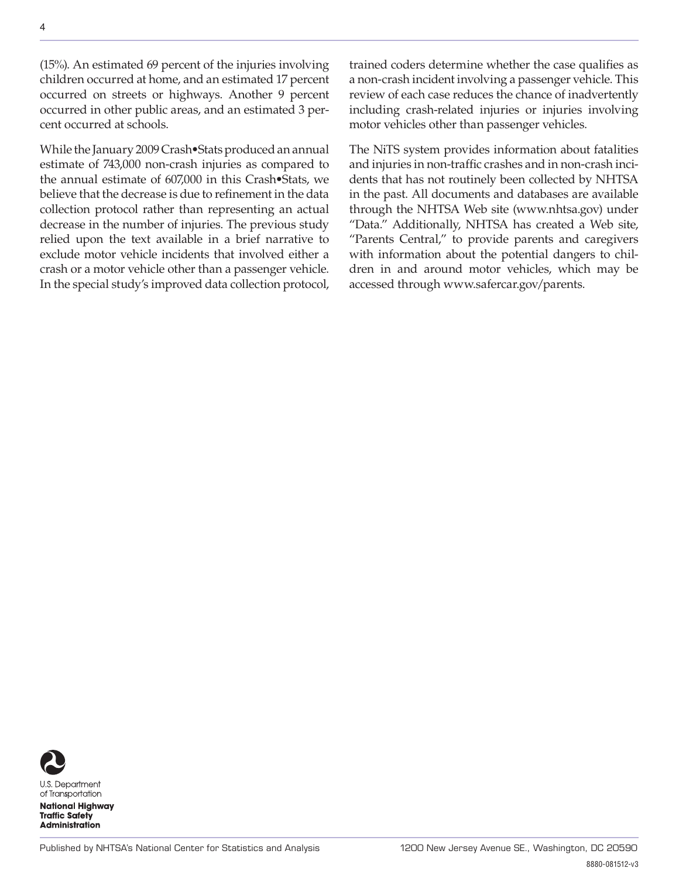(15%). An estimated 69 percent of the injuries involving children occurred at home, and an estimated 17 percent occurred on streets or highways. Another 9 percent occurred in other public areas, and an estimated 3 percent occurred at schools.

While the January 2009 Crash•Stats produced an annual estimate of 743,000 non-crash injuries as compared to the annual estimate of 607,000 in this Crash•Stats, we believe that the decrease is due to refinement in the data collection protocol rather than representing an actual decrease in the number of injuries. The previous study relied upon the text available in a brief narrative to exclude motor vehicle incidents that involved either a crash or a motor vehicle other than a passenger vehicle. In the special study's improved data collection protocol, trained coders determine whether the case qualifies as a non-crash incident involving a passenger vehicle. This review of each case reduces the chance of inadvertently including crash-related injuries or injuries involving motor vehicles other than passenger vehicles.

The NiTS system provides information about fatalities and injuries in non-traffic crashes and in non-crash incidents that has not routinely been collected by NHTSA in the past. All documents and databases are available through the NHTSA Web site (www.nhtsa.gov) under "Data." Additionally, NHTSA has created a Web site, "Parents Central," to provide parents and caregivers with information about the potential dangers to children in and around motor vehicles, which may be accessed through www.safercar.gov/parents.

U.S. Department of Transportation
**National Highway Traffic Safety Administration**

Published by NHTSA's National Center for Statistics and Analysis

1200 New Jersey Avenue SE., Washington, DC 20590

8880-081512-v3